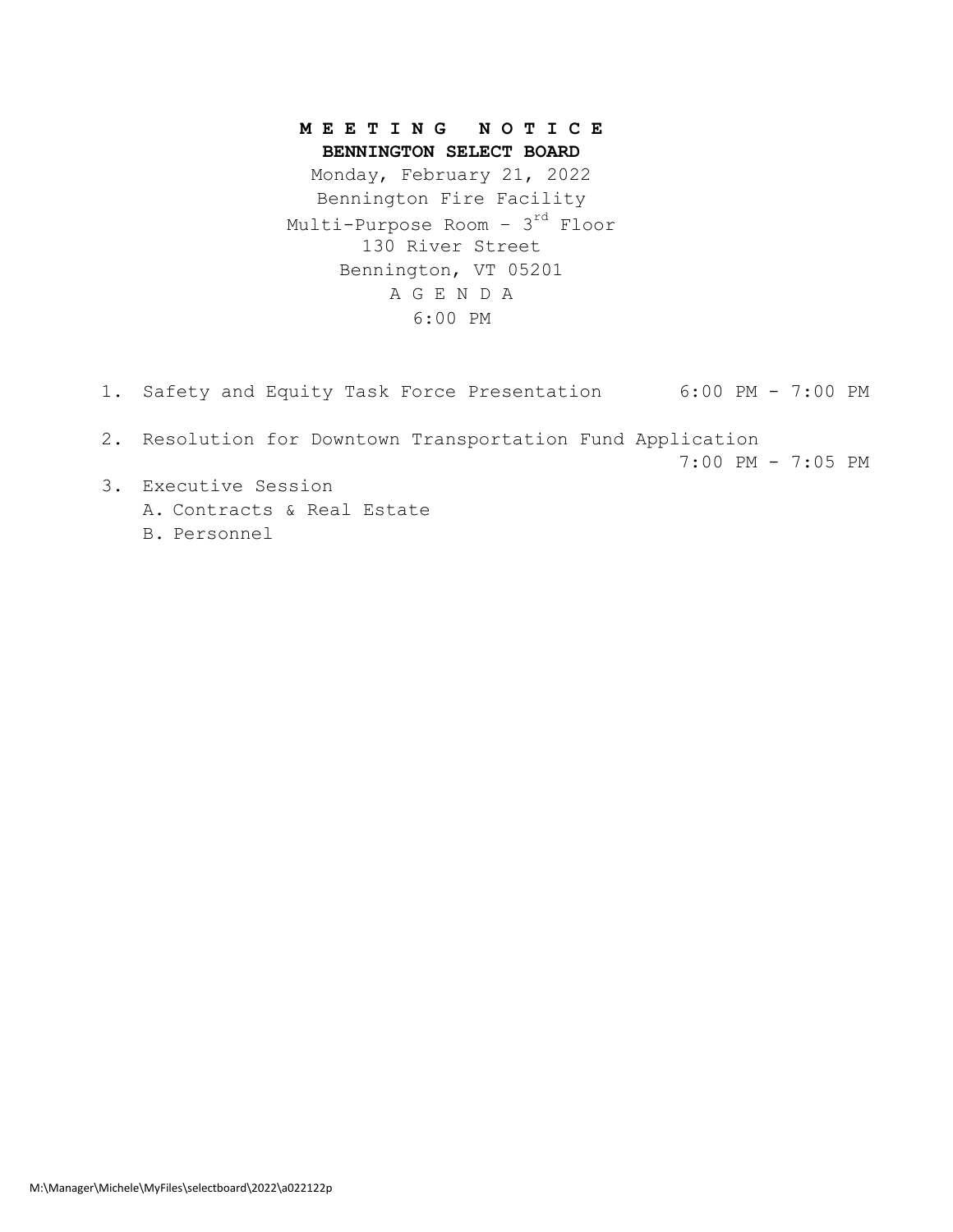# MEETING NOTICE

## BENNINGTON SELECT BOARD

Monday, February 21, 2022
Bennington Fire Facility
Multi-Purpose Room – 3rd Floor
130 River Street
Bennington, VT 05201

A G E N D A
6:00 PM

1. Safety and Equity Task Force Presentation 6:00 PM - 7:00 PM

2. Resolution for Downtown Transportation Fund Application 7:00 PM - 7:05 PM

3. Executive Session
   A. Contracts & Real Estate
   B. Personnel

M:\Manager\Michele\MyFiles\selectboard\2022\a022122p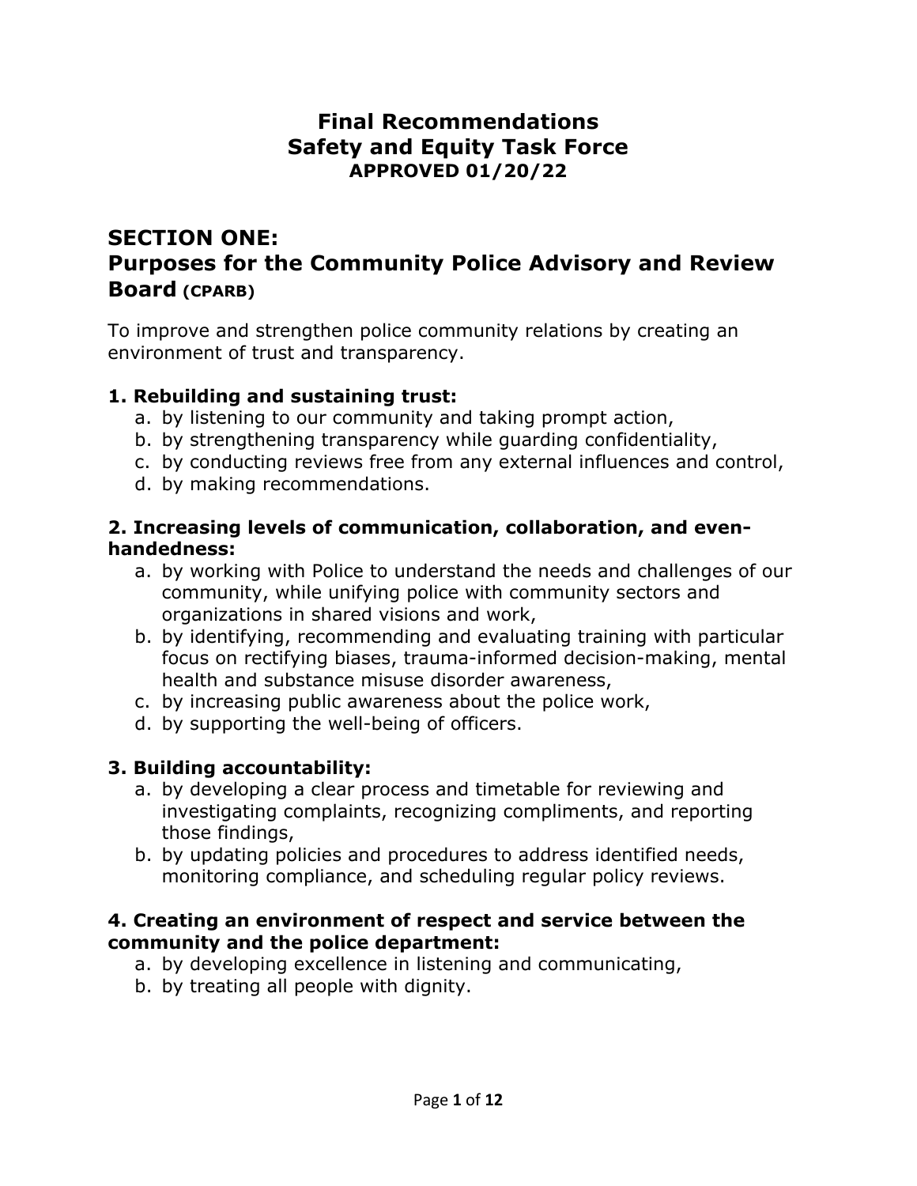# Final Recommendations
# Safety and Equity Task Force
**APPROVED 01/20/22**

## SECTION ONE:
## Purposes for the Community Police Advisory and Review Board (CPARB)

To improve and strengthen police community relations by creating an environment of trust and transparency.

### 1. Rebuilding and sustaining trust:

a. by listening to our community and taking prompt action,
b. by strengthening transparency while guarding confidentiality,
c. by conducting reviews free from any external influences and control,
d. by making recommendations.

### 2. Increasing levels of communication, collaboration, and even-handedness:

a. by working with Police to understand the needs and challenges of our community, while unifying police with community sectors and organizations in shared visions and work,
b. by identifying, recommending and evaluating training with particular focus on rectifying biases, trauma-informed decision-making, mental health and substance misuse disorder awareness,
c. by increasing public awareness about the police work,
d. by supporting the well-being of officers.

### 3. Building accountability:

a. by developing a clear process and timetable for reviewing and investigating complaints, recognizing compliments, and reporting those findings,
b. by updating policies and procedures to address identified needs, monitoring compliance, and scheduling regular policy reviews.

### 4. Creating an environment of respect and service between the community and the police department:

a. by developing excellence in listening and communicating,
b. by treating all people with dignity.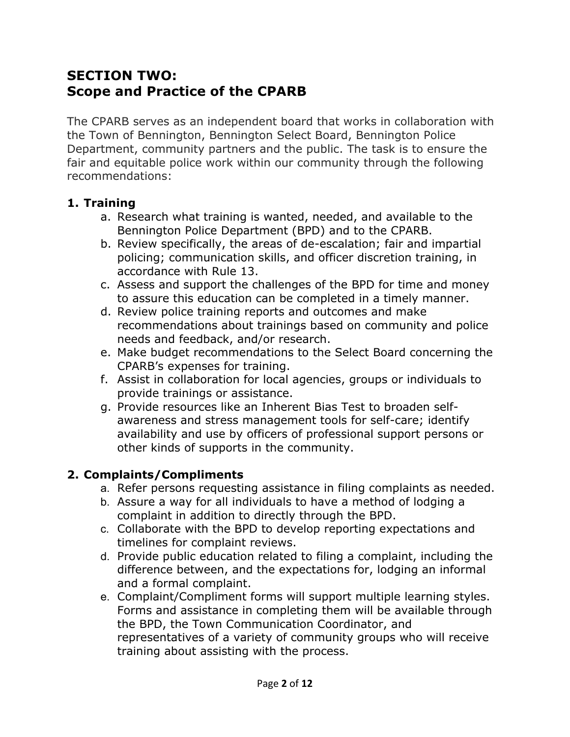## SECTION TWO:
## Scope and Practice of the CPARB

The CPARB serves as an independent board that works in collaboration with the Town of Bennington, Bennington Select Board, Bennington Police Department, community partners and the public. The task is to ensure the fair and equitable police work within our community through the following recommendations:

### 1. Training

a. Research what training is wanted, needed, and available to the Bennington Police Department (BPD) and to the CPARB.
b. Review specifically, the areas of de-escalation; fair and impartial policing; communication skills, and officer discretion training, in accordance with Rule 13.
c. Assess and support the challenges of the BPD for time and money to assure this education can be completed in a timely manner.
d. Review police training reports and outcomes and make recommendations about trainings based on community and police needs and feedback, and/or research.
e. Make budget recommendations to the Select Board concerning the CPARB's expenses for training.
f. Assist in collaboration for local agencies, groups or individuals to provide trainings or assistance.
g. Provide resources like an Inherent Bias Test to broaden self-awareness and stress management tools for self-care; identify availability and use by officers of professional support persons or other kinds of supports in the community.

### 2. Complaints/Compliments

a. Refer persons requesting assistance in filing complaints as needed.
b. Assure a way for all individuals to have a method of lodging a complaint in addition to directly through the BPD.
c. Collaborate with the BPD to develop reporting expectations and timelines for complaint reviews.
d. Provide public education related to filing a complaint, including the difference between, and the expectations for, lodging an informal and a formal complaint.
e. Complaint/Compliment forms will support multiple learning styles. Forms and assistance in completing them will be available through the BPD, the Town Communication Coordinator, and representatives of a variety of community groups who will receive training about assisting with the process.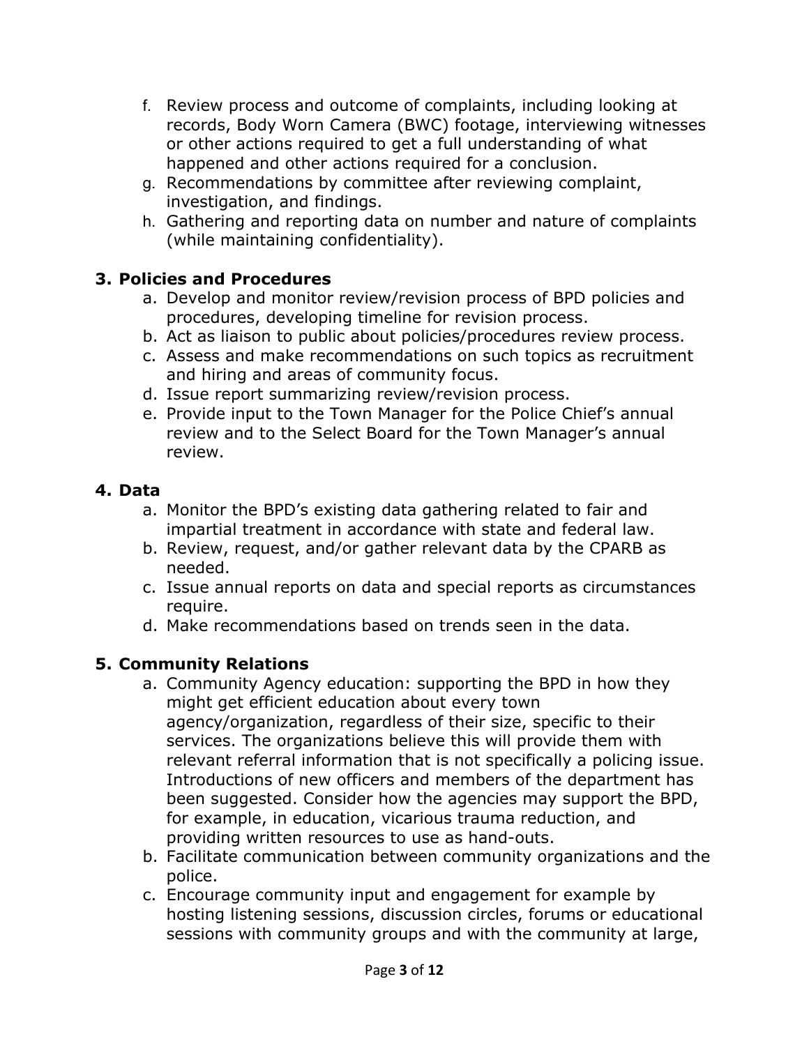f. Review process and outcome of complaints, including looking at records, Body Worn Camera (BWC) footage, interviewing witnesses or other actions required to get a full understanding of what happened and other actions required for a conclusion.
g. Recommendations by committee after reviewing complaint, investigation, and findings.
h. Gathering and reporting data on number and nature of complaints (while maintaining confidentiality).

### 3. Policies and Procedures

a. Develop and monitor review/revision process of BPD policies and procedures, developing timeline for revision process.
b. Act as liaison to public about policies/procedures review process.
c. Assess and make recommendations on such topics as recruitment and hiring and areas of community focus.
d. Issue report summarizing review/revision process.
e. Provide input to the Town Manager for the Police Chief's annual review and to the Select Board for the Town Manager's annual review.

### 4. Data

a. Monitor the BPD's existing data gathering related to fair and impartial treatment in accordance with state and federal law.
b. Review, request, and/or gather relevant data by the CPARB as needed.
c. Issue annual reports on data and special reports as circumstances require.
d. Make recommendations based on trends seen in the data.

### 5. Community Relations

a. Community Agency education: supporting the BPD in how they might get efficient education about every town agency/organization, regardless of their size, specific to their services. The organizations believe this will provide them with relevant referral information that is not specifically a policing issue. Introductions of new officers and members of the department has been suggested. Consider how the agencies may support the BPD, for example, in education, vicarious trauma reduction, and providing written resources to use as hand-outs.
b. Facilitate communication between community organizations and the police.
c. Encourage community input and engagement for example by hosting listening sessions, discussion circles, forums or educational sessions with community groups and with the community at large,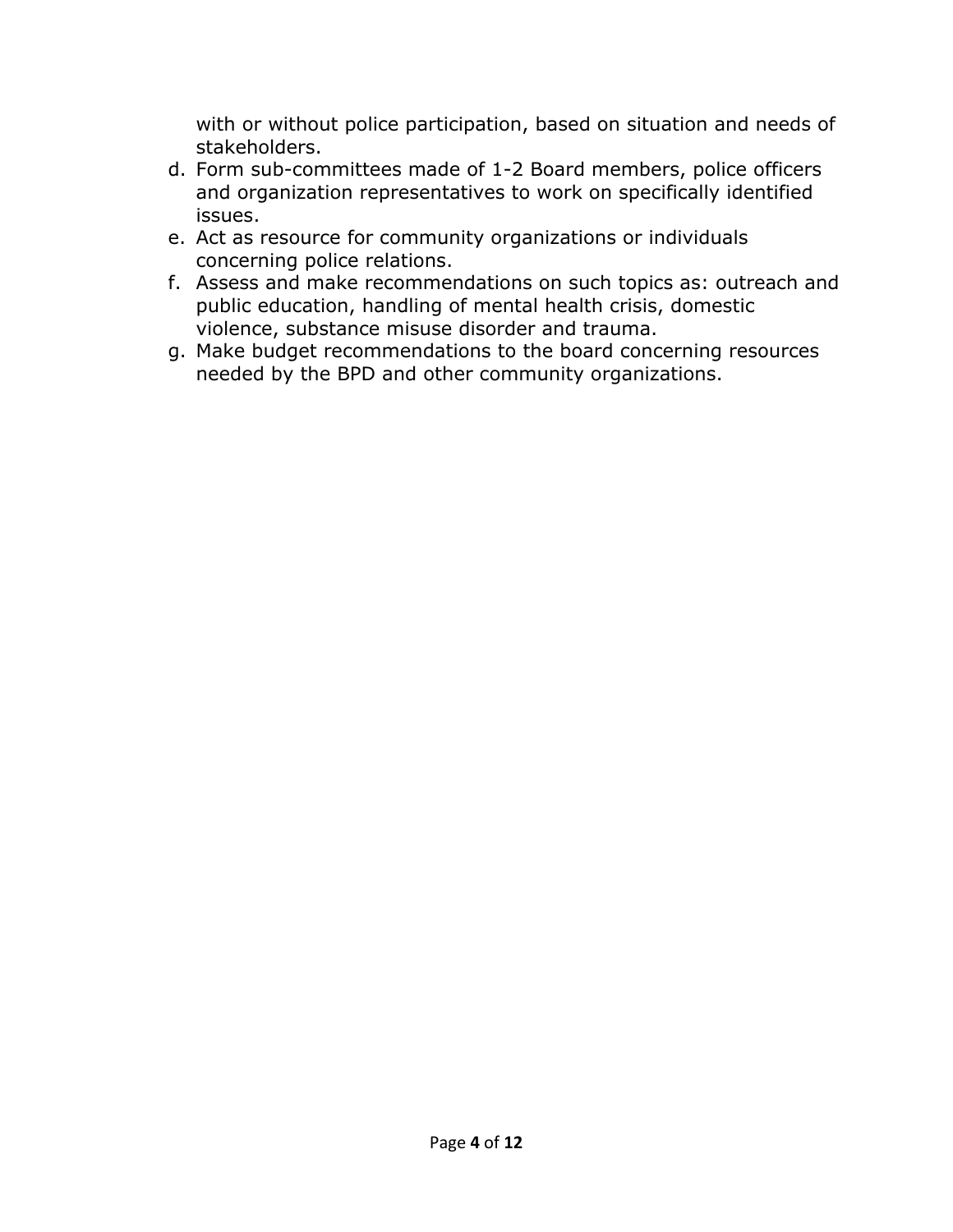with or without police participation, based on situation and needs of stakeholders.

d. Form sub-committees made of 1-2 Board members, police officers and organization representatives to work on specifically identified issues.
e. Act as resource for community organizations or individuals concerning police relations.
f. Assess and make recommendations on such topics as: outreach and public education, handling of mental health crisis, domestic violence, substance misuse disorder and trauma.
g. Make budget recommendations to the board concerning resources needed by the BPD and other community organizations.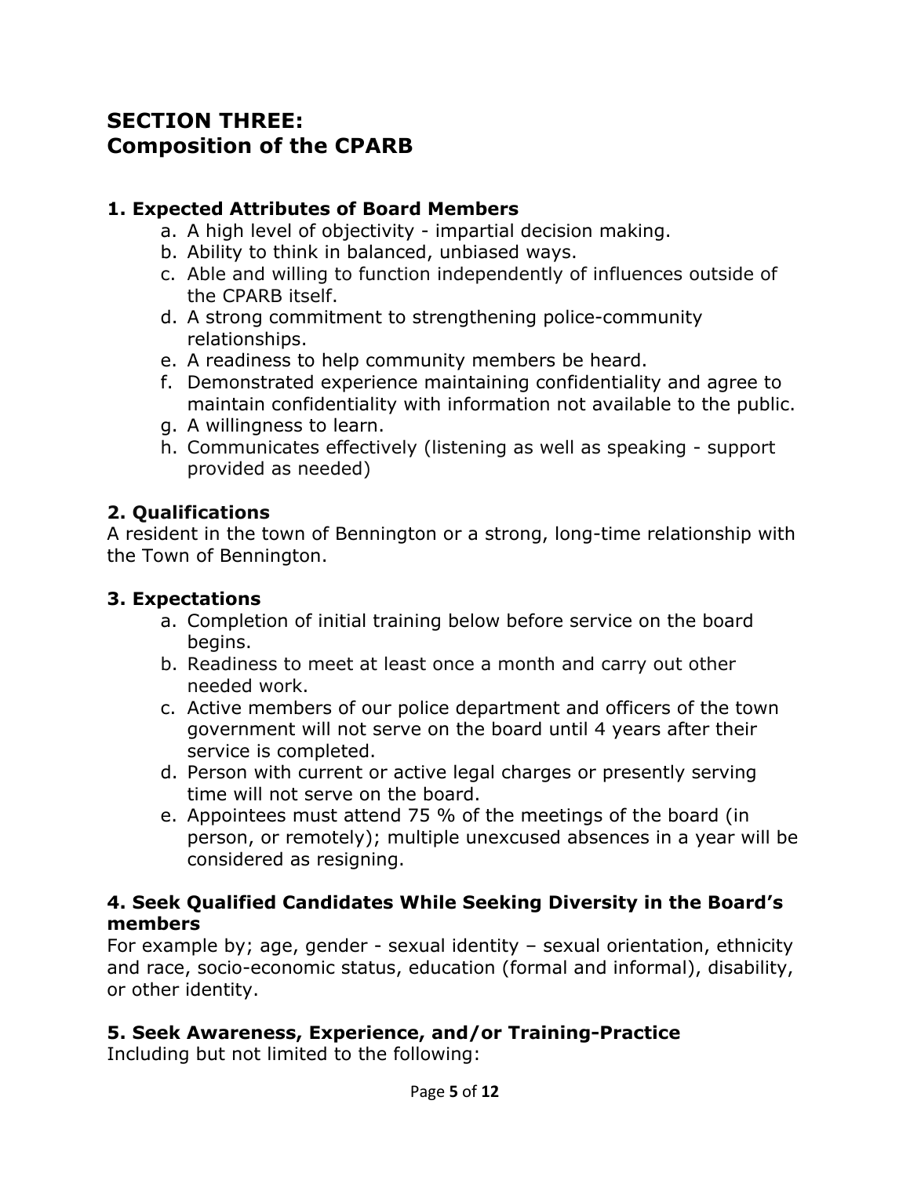## SECTION THREE: Composition of the CPARB

### 1. Expected Attributes of Board Members

a. A high level of objectivity - impartial decision making.
b. Ability to think in balanced, unbiased ways.
c. Able and willing to function independently of influences outside of the CPARB itself.
d. A strong commitment to strengthening police-community relationships.
e. A readiness to help community members be heard.
f. Demonstrated experience maintaining confidentiality and agree to maintain confidentiality with information not available to the public.
g. A willingness to learn.
h. Communicates effectively (listening as well as speaking - support provided as needed)

### 2. Qualifications

A resident in the town of Bennington or a strong, long-time relationship with the Town of Bennington.

### 3. Expectations

a. Completion of initial training below before service on the board begins.
b. Readiness to meet at least once a month and carry out other needed work.
c. Active members of our police department and officers of the town government will not serve on the board until 4 years after their service is completed.
d. Person with current or active legal charges or presently serving time will not serve on the board.
e. Appointees must attend 75 % of the meetings of the board (in person, or remotely); multiple unexcused absences in a year will be considered as resigning.

### 4. Seek Qualified Candidates While Seeking Diversity in the Board's members

For example by; age, gender - sexual identity – sexual orientation, ethnicity and race, socio-economic status, education (formal and informal), disability, or other identity.

### 5. Seek Awareness, Experience, and/or Training-Practice

Including but not limited to the following: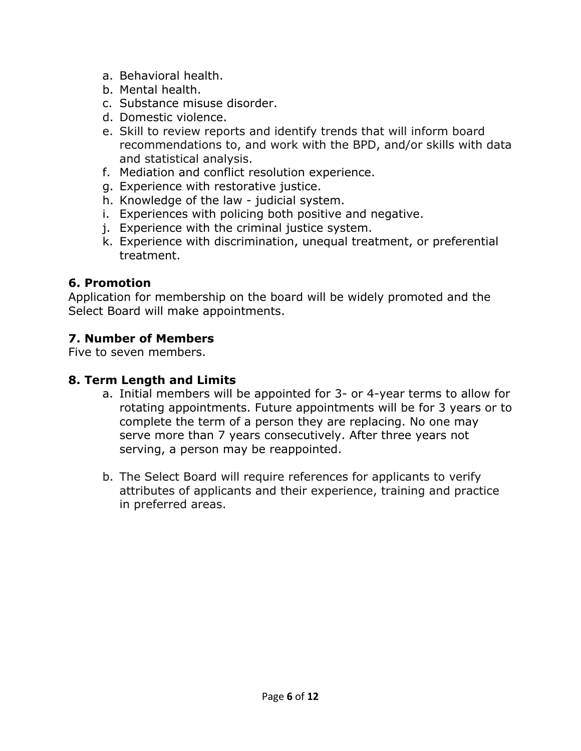a. Behavioral health.
b. Mental health.
c. Substance misuse disorder.
d. Domestic violence.
e. Skill to review reports and identify trends that will inform board recommendations to, and work with the BPD, and/or skills with data and statistical analysis.
f. Mediation and conflict resolution experience.
g. Experience with restorative justice.
h. Knowledge of the law - judicial system.
i. Experiences with policing both positive and negative.
j. Experience with the criminal justice system.
k. Experience with discrimination, unequal treatment, or preferential treatment.

### 6. Promotion

Application for membership on the board will be widely promoted and the Select Board will make appointments.

### 7. Number of Members

Five to seven members.

### 8. Term Length and Limits

a. Initial members will be appointed for 3- or 4-year terms to allow for rotating appointments. Future appointments will be for 3 years or to complete the term of a person they are replacing. No one may serve more than 7 years consecutively. After three years not serving, a person may be reappointed.

b. The Select Board will require references for applicants to verify attributes of applicants and their experience, training and practice in preferred areas.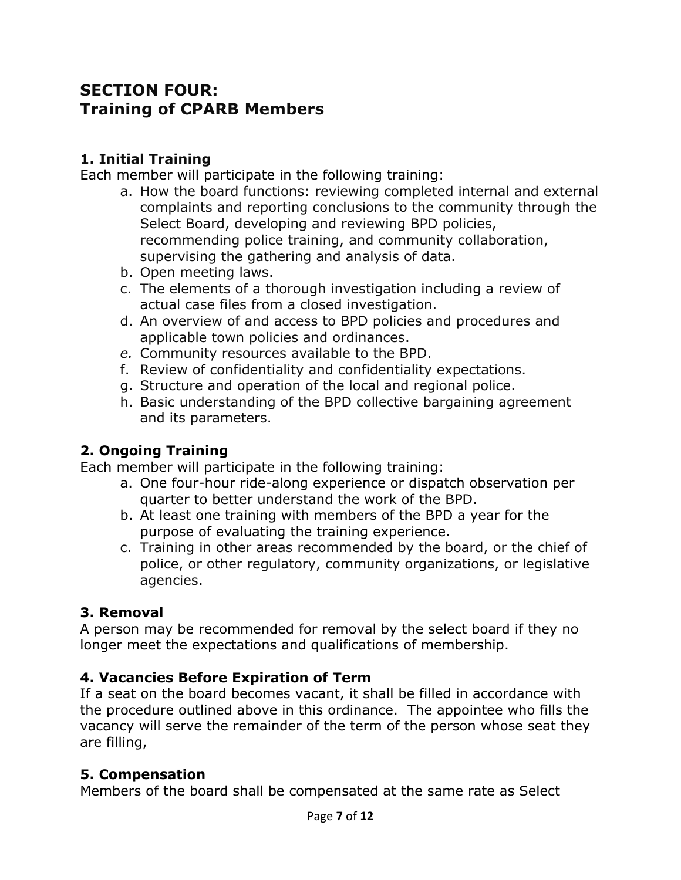## SECTION FOUR:
## Training of CPARB Members

### 1. Initial Training

Each member will participate in the following training:

a. How the board functions: reviewing completed internal and external complaints and reporting conclusions to the community through the Select Board, developing and reviewing BPD policies, recommending police training, and community collaboration, supervising the gathering and analysis of data.
b. Open meeting laws.
c. The elements of a thorough investigation including a review of actual case files from a closed investigation.
d. An overview of and access to BPD policies and procedures and applicable town policies and ordinances.
*e.* Community resources available to the BPD.
f. Review of confidentiality and confidentiality expectations.
g. Structure and operation of the local and regional police.
h. Basic understanding of the BPD collective bargaining agreement and its parameters.

### 2. Ongoing Training

Each member will participate in the following training:

a. One four-hour ride-along experience or dispatch observation per quarter to better understand the work of the BPD.
b. At least one training with members of the BPD a year for the purpose of evaluating the training experience.
c. Training in other areas recommended by the board, or the chief of police, or other regulatory, community organizations, or legislative agencies.

### 3. Removal

A person may be recommended for removal by the select board if they no longer meet the expectations and qualifications of membership.

### 4. Vacancies Before Expiration of Term

If a seat on the board becomes vacant, it shall be filled in accordance with the procedure outlined above in this ordinance. The appointee who fills the vacancy will serve the remainder of the term of the person whose seat they are filling,

### 5. Compensation

Members of the board shall be compensated at the same rate as Select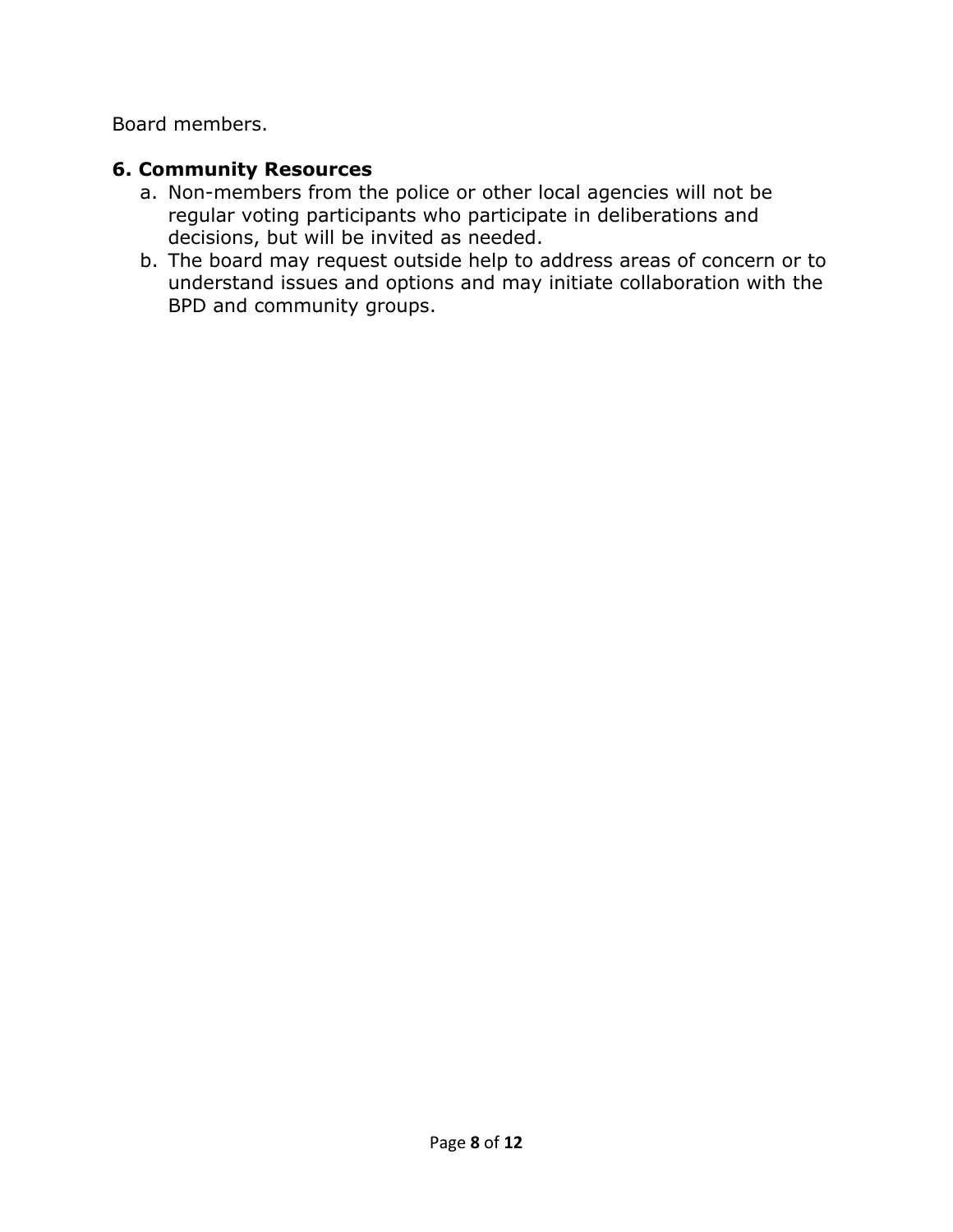Board members.

## 6. Community Resources

a. Non-members from the police or other local agencies will not be regular voting participants who participate in deliberations and decisions, but will be invited as needed.

b. The board may request outside help to address areas of concern or to understand issues and options and may initiate collaboration with the BPD and community groups.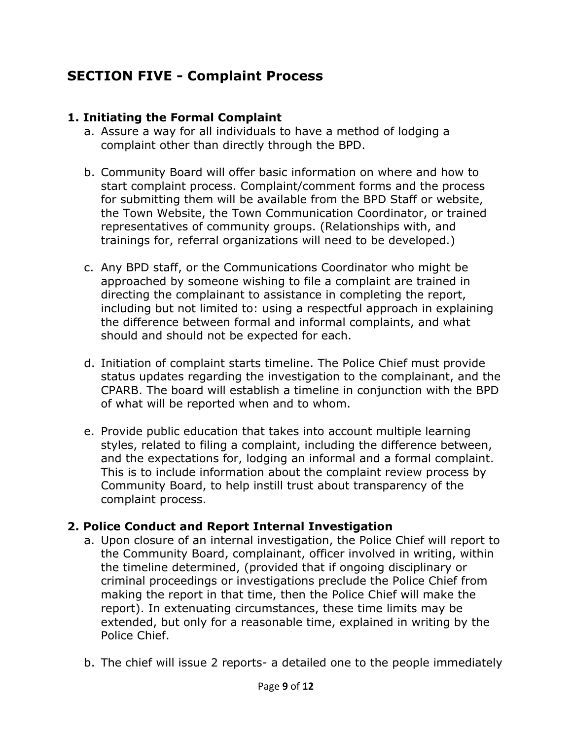## SECTION FIVE - Complaint Process

### 1. Initiating the Formal Complaint

a. Assure a way for all individuals to have a method of lodging a complaint other than directly through the BPD.

b. Community Board will offer basic information on where and how to start complaint process. Complaint/comment forms and the process for submitting them will be available from the BPD Staff or website, the Town Website, the Town Communication Coordinator, or trained representatives of community groups. (Relationships with, and trainings for, referral organizations will need to be developed.)

c. Any BPD staff, or the Communications Coordinator who might be approached by someone wishing to file a complaint are trained in directing the complainant to assistance in completing the report, including but not limited to: using a respectful approach in explaining the difference between formal and informal complaints, and what should and should not be expected for each.

d. Initiation of complaint starts timeline. The Police Chief must provide status updates regarding the investigation to the complainant, and the CPARB. The board will establish a timeline in conjunction with the BPD of what will be reported when and to whom.

e. Provide public education that takes into account multiple learning styles, related to filing a complaint, including the difference between, and the expectations for, lodging an informal and a formal complaint. This is to include information about the complaint review process by Community Board, to help instill trust about transparency of the complaint process.

### 2. Police Conduct and Report Internal Investigation

a. Upon closure of an internal investigation, the Police Chief will report to the Community Board, complainant, officer involved in writing, within the timeline determined, (provided that if ongoing disciplinary or criminal proceedings or investigations preclude the Police Chief from making the report in that time, then the Police Chief will make the report). In extenuating circumstances, these time limits may be extended, but only for a reasonable time, explained in writing by the Police Chief.

b. The chief will issue 2 reports- a detailed one to the people immediately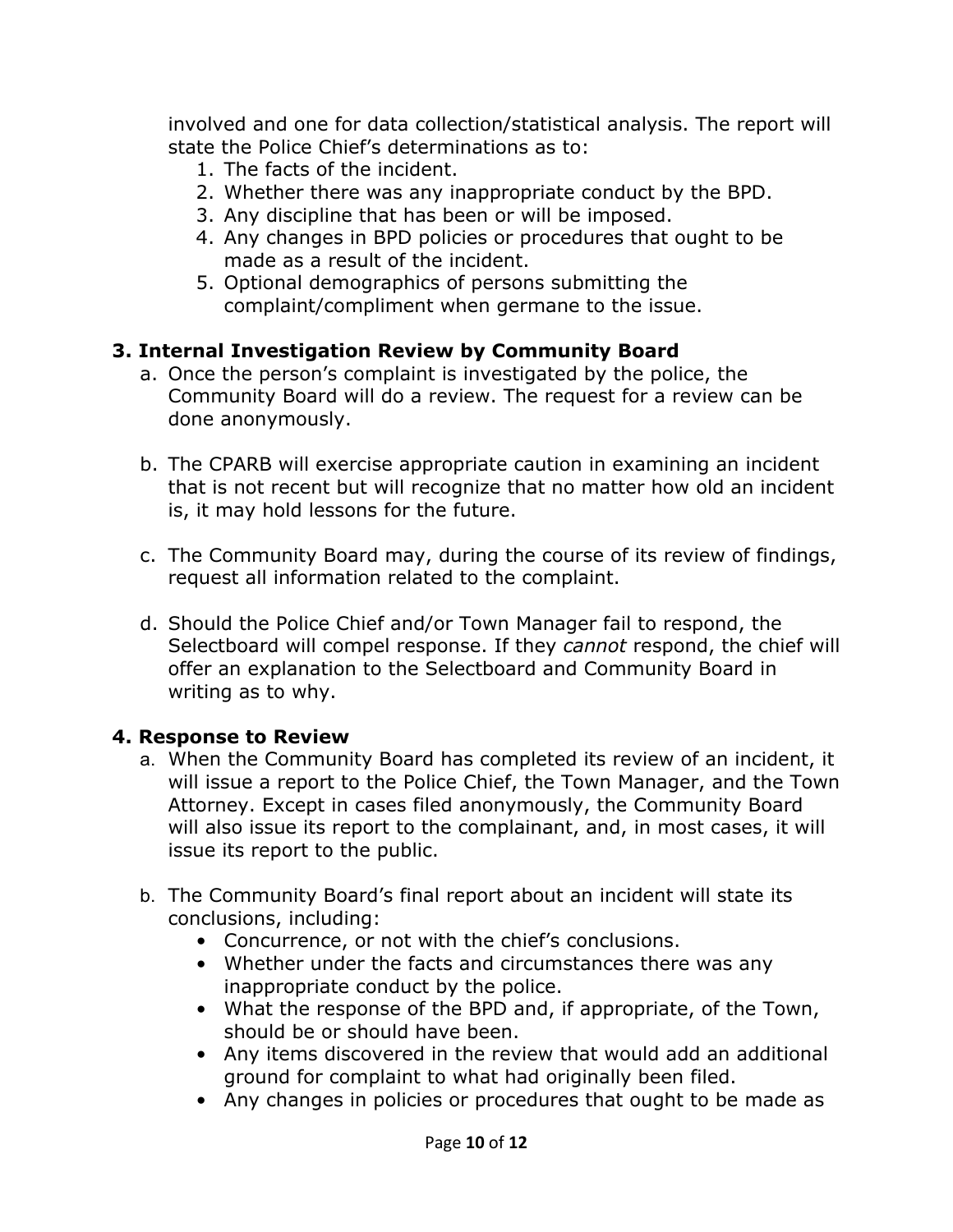involved and one for data collection/statistical analysis. The report will state the Police Chief's determinations as to:

1. The facts of the incident.
2. Whether there was any inappropriate conduct by the BPD.
3. Any discipline that has been or will be imposed.
4. Any changes in BPD policies or procedures that ought to be made as a result of the incident.
5. Optional demographics of persons submitting the complaint/compliment when germane to the issue.

### 3. Internal Investigation Review by Community Board

a. Once the person's complaint is investigated by the police, the Community Board will do a review. The request for a review can be done anonymously.

b. The CPARB will exercise appropriate caution in examining an incident that is not recent but will recognize that no matter how old an incident is, it may hold lessons for the future.

c. The Community Board may, during the course of its review of findings, request all information related to the complaint.

d. Should the Police Chief and/or Town Manager fail to respond, the Selectboard will compel response. If they *cannot* respond, the chief will offer an explanation to the Selectboard and Community Board in writing as to why.

### 4. Response to Review

a. When the Community Board has completed its review of an incident, it will issue a report to the Police Chief, the Town Manager, and the Town Attorney. Except in cases filed anonymously, the Community Board will also issue its report to the complainant, and, in most cases, it will issue its report to the public.

b. The Community Board's final report about an incident will state its conclusions, including:
   - Concurrence, or not with the chief's conclusions.
   - Whether under the facts and circumstances there was any inappropriate conduct by the police.
   - What the response of the BPD and, if appropriate, of the Town, should be or should have been.
   - Any items discovered in the review that would add an additional ground for complaint to what had originally been filed.
   - Any changes in policies or procedures that ought to be made as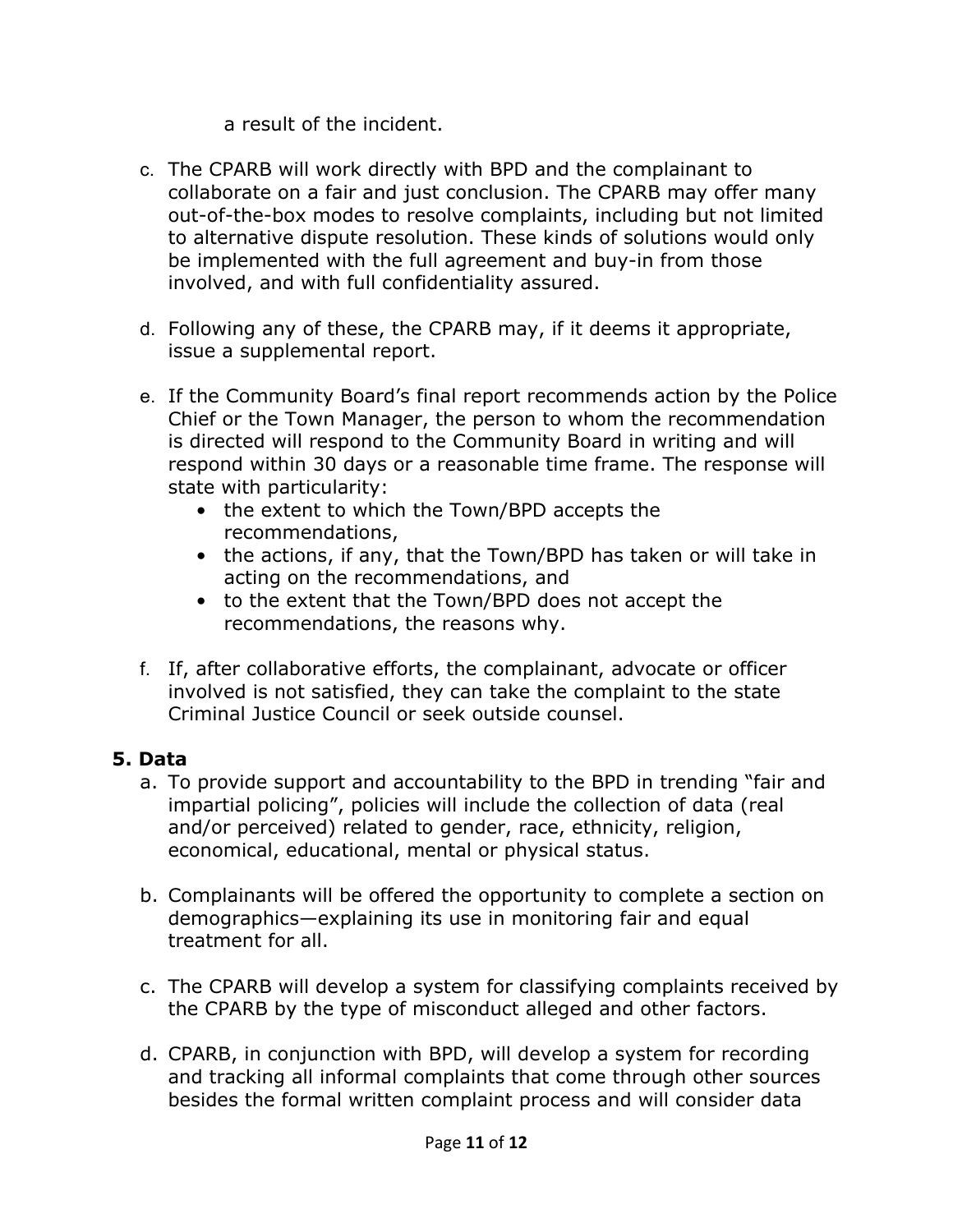a result of the incident.

c. The CPARB will work directly with BPD and the complainant to collaborate on a fair and just conclusion. The CPARB may offer many out-of-the-box modes to resolve complaints, including but not limited to alternative dispute resolution. These kinds of solutions would only be implemented with the full agreement and buy-in from those involved, and with full confidentiality assured.

d. Following any of these, the CPARB may, if it deems it appropriate, issue a supplemental report.

e. If the Community Board's final report recommends action by the Police Chief or the Town Manager, the person to whom the recommendation is directed will respond to the Community Board in writing and will respond within 30 days or a reasonable time frame. The response will state with particularity:
   - the extent to which the Town/BPD accepts the recommendations,
   - the actions, if any, that the Town/BPD has taken or will take in acting on the recommendations, and
   - to the extent that the Town/BPD does not accept the recommendations, the reasons why.

f. If, after collaborative efforts, the complainant, advocate or officer involved is not satisfied, they can take the complaint to the state Criminal Justice Council or seek outside counsel.

## 5. Data

a. To provide support and accountability to the BPD in trending "fair and impartial policing", policies will include the collection of data (real and/or perceived) related to gender, race, ethnicity, religion, economical, educational, mental or physical status.

b. Complainants will be offered the opportunity to complete a section on demographics—explaining its use in monitoring fair and equal treatment for all.

c. The CPARB will develop a system for classifying complaints received by the CPARB by the type of misconduct alleged and other factors.

d. CPARB, in conjunction with BPD, will develop a system for recording and tracking all informal complaints that come through other sources besides the formal written complaint process and will consider data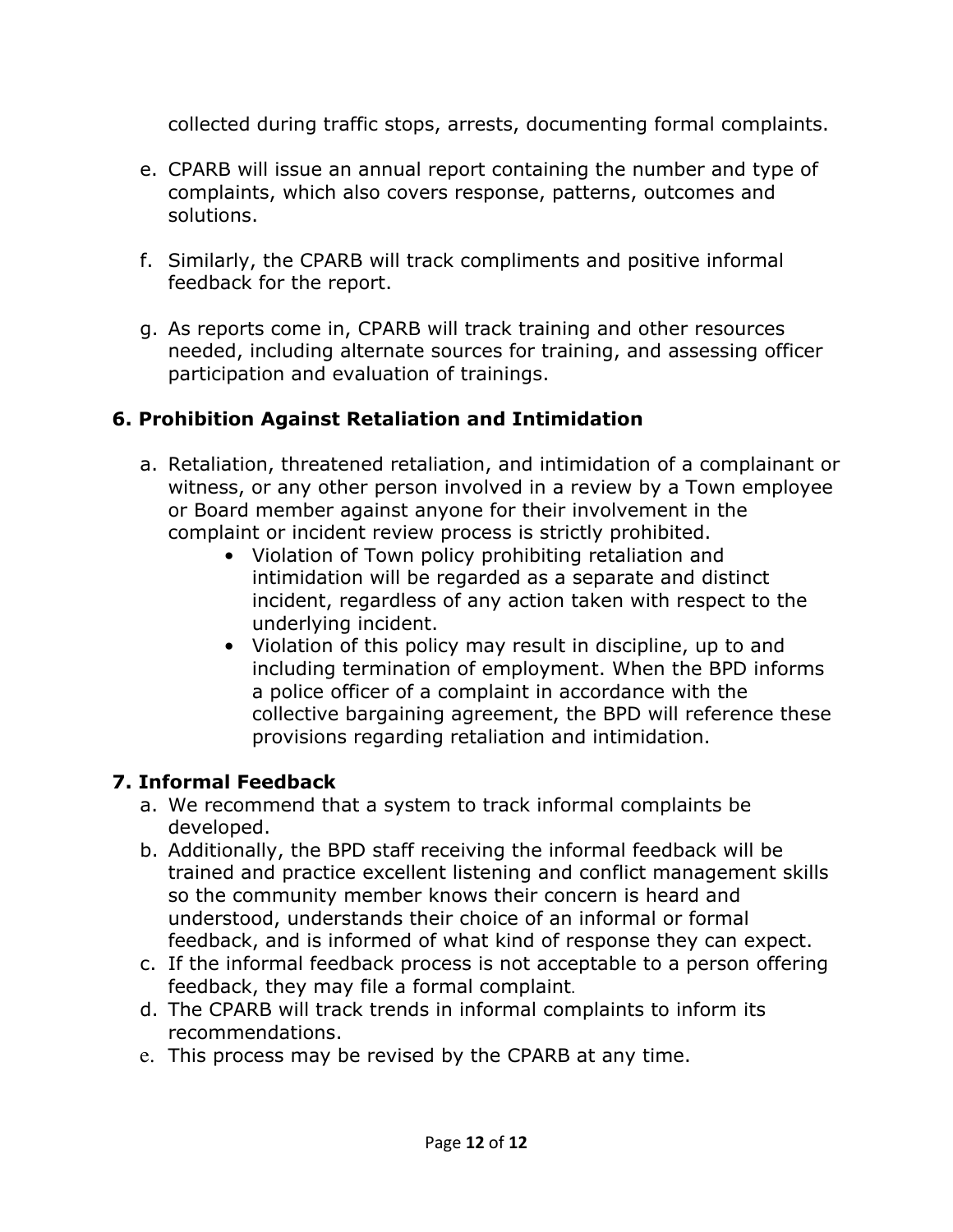collected during traffic stops, arrests, documenting formal complaints.

e. CPARB will issue an annual report containing the number and type of complaints, which also covers response, patterns, outcomes and solutions.

f. Similarly, the CPARB will track compliments and positive informal feedback for the report.

g. As reports come in, CPARB will track training and other resources needed, including alternate sources for training, and assessing officer participation and evaluation of trainings.

### 6. Prohibition Against Retaliation and Intimidation

a. Retaliation, threatened retaliation, and intimidation of a complainant or witness, or any other person involved in a review by a Town employee or Board member against anyone for their involvement in the complaint or incident review process is strictly prohibited.
   - Violation of Town policy prohibiting retaliation and intimidation will be regarded as a separate and distinct incident, regardless of any action taken with respect to the underlying incident.
   - Violation of this policy may result in discipline, up to and including termination of employment. When the BPD informs a police officer of a complaint in accordance with the collective bargaining agreement, the BPD will reference these provisions regarding retaliation and intimidation.

### 7. Informal Feedback

a. We recommend that a system to track informal complaints be developed.
b. Additionally, the BPD staff receiving the informal feedback will be trained and practice excellent listening and conflict management skills so the community member knows their concern is heard and understood, understands their choice of an informal or formal feedback, and is informed of what kind of response they can expect.
c. If the informal feedback process is not acceptable to a person offering feedback, they may file a formal complaint.
d. The CPARB will track trends in informal complaints to inform its recommendations.
e. This process may be revised by the CPARB at any time.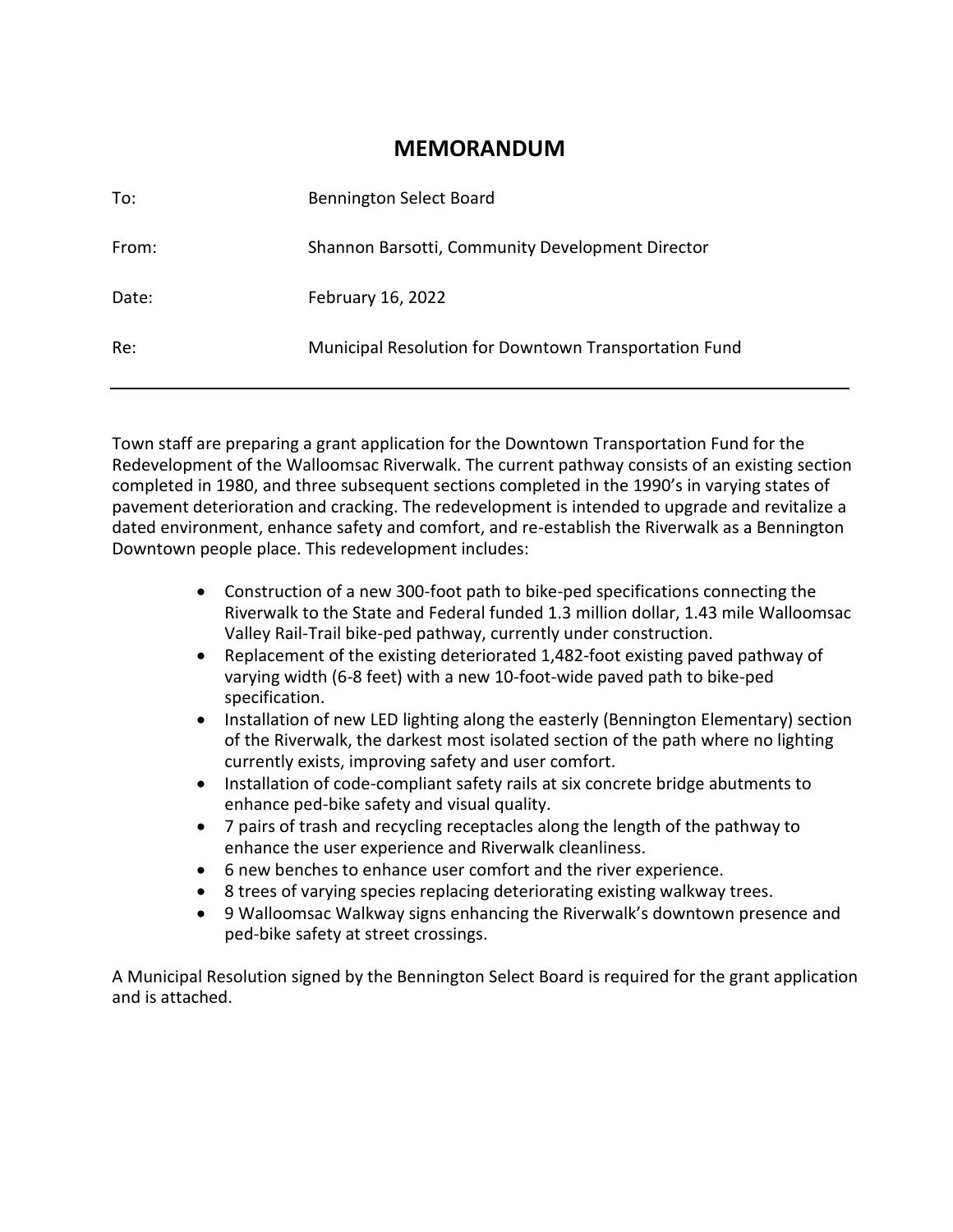# MEMORANDUM

| | |
|---|---|
| To: | Bennington Select Board |
| From: | Shannon Barsotti, Community Development Director |
| Date: | February 16, 2022 |
| Re: | Municipal Resolution for Downtown Transportation Fund |

---

Town staff are preparing a grant application for the Downtown Transportation Fund for the Redevelopment of the Walloomsac Riverwalk. The current pathway consists of an existing section completed in 1980, and three subsequent sections completed in the 1990's in varying states of pavement deterioration and cracking. The redevelopment is intended to upgrade and revitalize a dated environment, enhance safety and comfort, and re-establish the Riverwalk as a Bennington Downtown people place. This redevelopment includes:

- Construction of a new 300-foot path to bike-ped specifications connecting the Riverwalk to the State and Federal funded 1.3 million dollar, 1.43 mile Walloomsac Valley Rail-Trail bike-ped pathway, currently under construction.
- Replacement of the existing deteriorated 1,482-foot existing paved pathway of varying width (6-8 feet) with a new 10-foot-wide paved path to bike-ped specification.
- Installation of new LED lighting along the easterly (Bennington Elementary) section of the Riverwalk, the darkest most isolated section of the path where no lighting currently exists, improving safety and user comfort.
- Installation of code-compliant safety rails at six concrete bridge abutments to enhance ped-bike safety and visual quality.
- 7 pairs of trash and recycling receptacles along the length of the pathway to enhance the user experience and Riverwalk cleanliness.
- 6 new benches to enhance user comfort and the river experience.
- 8 trees of varying species replacing deteriorating existing walkway trees.
- 9 Walloomsac Walkway signs enhancing the Riverwalk's downtown presence and ped-bike safety at street crossings.

A Municipal Resolution signed by the Bennington Select Board is required for the grant application and is attached.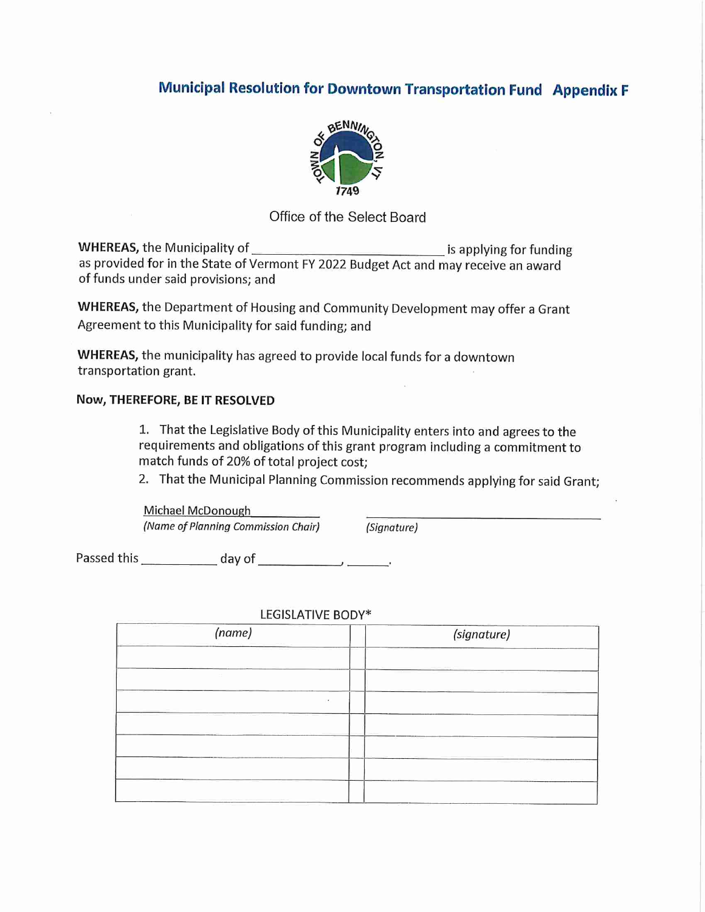# Municipal Resolution for Downtown Transportation Fund Appendix F

Office of the Select Board

**WHEREAS,** the Municipality of ___________________________ is applying for funding as provided for in the State of Vermont FY 2022 Budget Act and may receive an award of funds under said provisions; and

**WHEREAS,** the Department of Housing and Community Development may offer a Grant Agreement to this Municipality for said funding; and

**WHEREAS,** the municipality has agreed to provide local funds for a downtown transportation grant.

**Now, THEREFORE, BE IT RESOLVED**

1. That the Legislative Body of this Municipality enters into and agrees to the requirements and obligations of this grant program including a commitment to match funds of 20% of total project cost;
2. That the Municipal Planning Commission recommends applying for said Grant;

Michael McDonough
*(Name of Planning Commission Chair)*

_______________________________
*(Signature)*

Passed this __________ day of ___________, ______.

LEGISLATIVE BODY*

| *(name)* | | *(signature)* |
|---|---|---|
| | | |
| | | |
| | | |
| | | |
| | | |
| | | |
| | | |